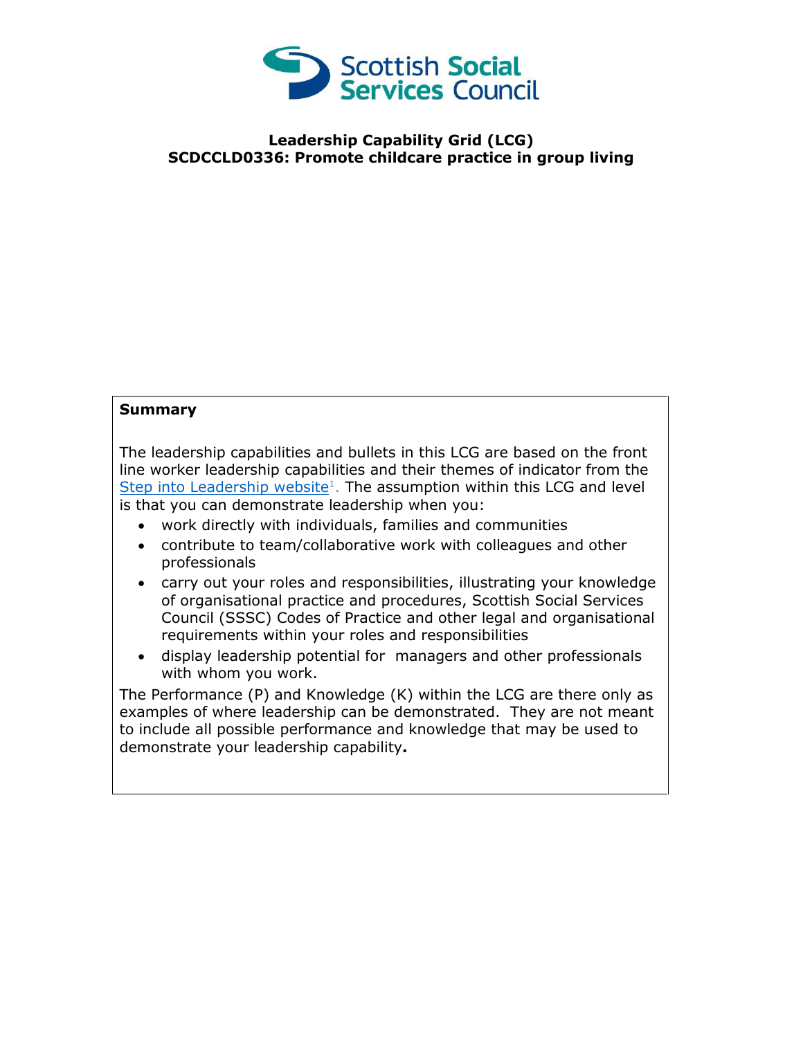# Leadership Capability Grid (LCG)
## SCDCCLD0336: Promote childcare practice in group living

**Summary**

The leadership capabilities and bullets in this LCG are based on the front line worker leadership capabilities and their themes of indicator from the Step into Leadership website[1]. The assumption within this LCG and level is that you can demonstrate leadership when you:

- work directly with individuals, families and communities
- contribute to team/collaborative work with colleagues and other professionals
- carry out your roles and responsibilities, illustrating your knowledge of organisational practice and procedures, Scottish Social Services Council (SSSC) Codes of Practice and other legal and organisational requirements within your roles and responsibilities
- display leadership potential for managers and other professionals with whom you work.

The Performance (P) and Knowledge (K) within the LCG are there only as examples of where leadership can be demonstrated. They are not meant to include all possible performance and knowledge that may be used to demonstrate your leadership capability**.**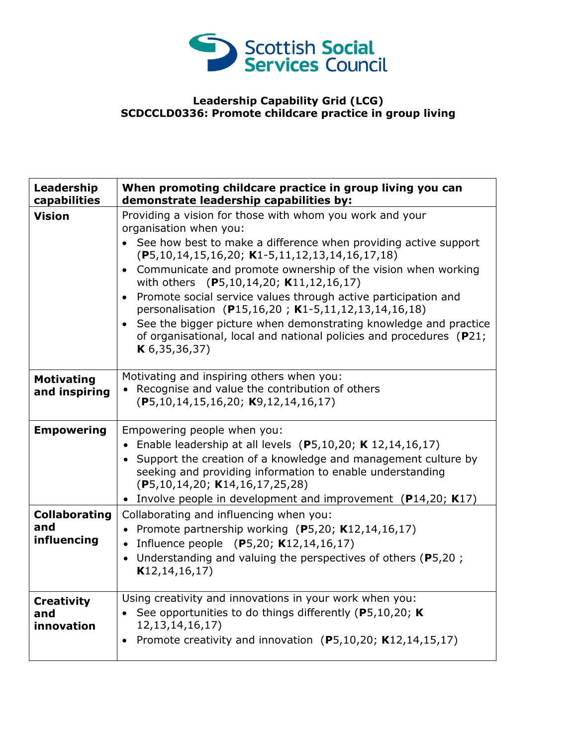**Leadership Capability Grid (LCG)**
**SCDCCLD0336: Promote childcare practice in group living**

| **Leadership capabilities** | **When promoting childcare practice in group living you can demonstrate leadership capabilities by:** |
|---|---|
| **Vision** | Providing a vision for those with whom you work and your organisation when you:<br>• See how best to make a difference when providing active support (**P**5,10,14,15,16,20; **K**1-5,11,12,13,14,16,17,18)<br>• Communicate and promote ownership of the vision when working with others (**P**5,10,14,20; **K**11,12,16,17)<br>• Promote social service values through active participation and personalisation (**P**15,16,20 ; **K**1-5,11,12,13,14,16,18)<br>• See the bigger picture when demonstrating knowledge and practice of organisational, local and national policies and procedures (**P**21; **K** 6,35,36,37) |
| **Motivating and inspiring** | Motivating and inspiring others when you:<br>• Recognise and value the contribution of others (**P**5,10,14,15,16,20; **K**9,12,14,16,17) |
| **Empowering** | Empowering people when you:<br>• Enable leadership at all levels (**P**5,10,20; **K** 12,14,16,17)<br>• Support the creation of a knowledge and management culture by seeking and providing information to enable understanding (**P**5,10,14,20; **K**14,16,17,25,28)<br>• Involve people in development and improvement (**P**14,20; **K**17) |
| **Collaborating and influencing** | Collaborating and influencing when you:<br>• Promote partnership working (**P**5,20; **K**12,14,16,17)<br>• Influence people (**P**5,20; **K**12,14,16,17)<br>• Understanding and valuing the perspectives of others (**P**5,20 ; **K**12,14,16,17) |
| **Creativity and innovation** | Using creativity and innovations in your work when you:<br>• See opportunities to do things differently (**P**5,10,20; **K** 12,13,14,16,17)<br>• Promote creativity and innovation (**P**5,10,20; **K**12,14,15,17) |